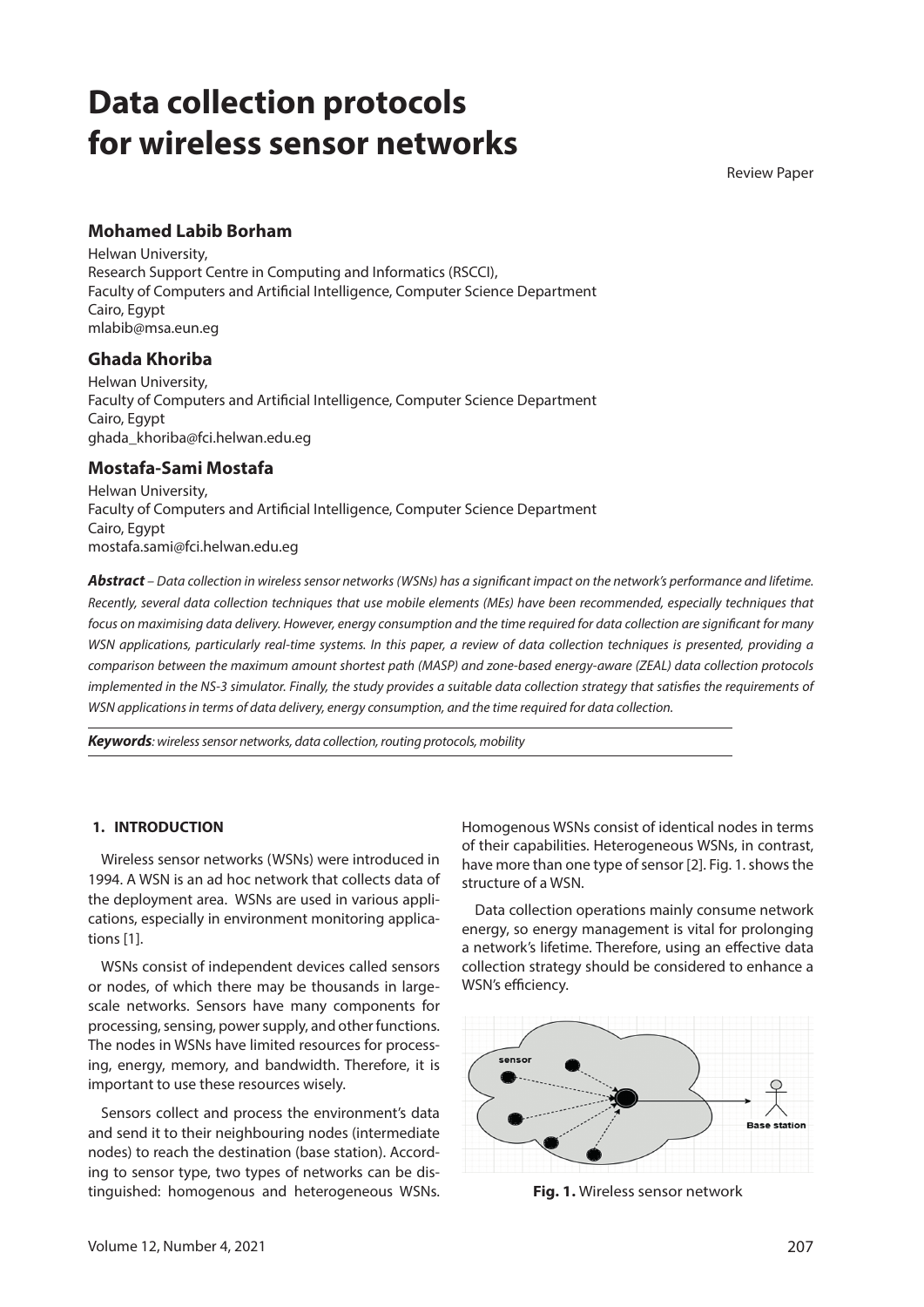# Data collection protocols for wireless sensor networks

Review Paper

### Mohamed Labib Borham

Helwan University,
Research Support Centre in Computing and Informatics (RSCCI),
Faculty of Computers and Artificial Intelligence, Computer Science Department
Cairo, Egypt
mlabib@msa.eun.eg

### Ghada Khoriba

Helwan University,
Faculty of Computers and Artificial Intelligence, Computer Science Department
Cairo, Egypt
ghada_khoriba@fci.helwan.edu.eg

### Mostafa-Sami Mostafa

Helwan University,
Faculty of Computers and Artificial Intelligence, Computer Science Department
Cairo, Egypt
mostafa.sami@fci.helwan.edu.eg

***Abstract*** *– Data collection in wireless sensor networks (WSNs) has a significant impact on the network's performance and lifetime. Recently, several data collection techniques that use mobile elements (MEs) have been recommended, especially techniques that focus on maximising data delivery. However, energy consumption and the time required for data collection are significant for many WSN applications, particularly real-time systems. In this paper, a review of data collection techniques is presented, providing a comparison between the maximum amount shortest path (MASP) and zone-based energy-aware (ZEAL) data collection protocols implemented in the NS-3 simulator. Finally, the study provides a suitable data collection strategy that satisfies the requirements of WSN applications in terms of data delivery, energy consumption, and the time required for data collection.*

***Keywords****: wireless sensor networks, data collection, routing protocols, mobility*

## 1. INTRODUCTION

Wireless sensor networks (WSNs) were introduced in 1994. A WSN is an ad hoc network that collects data of the deployment area. WSNs are used in various applications, especially in environment monitoring applications [1].

WSNs consist of independent devices called sensors or nodes, of which there may be thousands in large-scale networks. Sensors have many components for processing, sensing, power supply, and other functions. The nodes in WSNs have limited resources for processing, energy, memory, and bandwidth. Therefore, it is important to use these resources wisely.

Sensors collect and process the environment's data and send it to their neighbouring nodes (intermediate nodes) to reach the destination (base station). According to sensor type, two types of networks can be distinguished: homogenous and heterogeneous WSNs. Homogenous WSNs consist of identical nodes in terms of their capabilities. Heterogeneous WSNs, in contrast, have more than one type of sensor [2]. Fig. 1. shows the structure of a WSN.

Data collection operations mainly consume network energy, so energy management is vital for prolonging a network's lifetime. Therefore, using an effective data collection strategy should be considered to enhance a WSN's efficiency.

**Fig. 1.** Wireless sensor network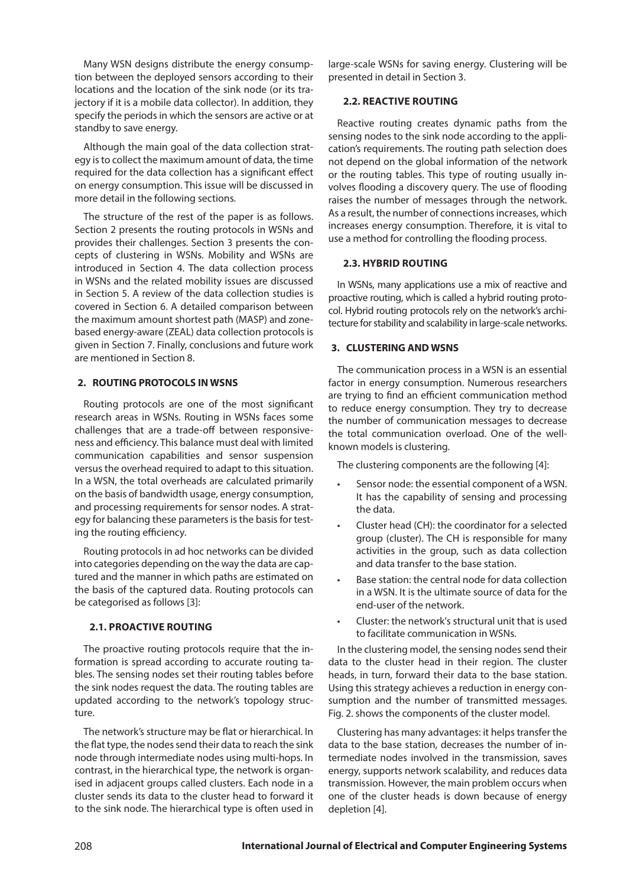Many WSN designs distribute the energy consumption between the deployed sensors according to their locations and the location of the sink node (or its trajectory if it is a mobile data collector). In addition, they specify the periods in which the sensors are active or at standby to save energy.

Although the main goal of the data collection strategy is to collect the maximum amount of data, the time required for the data collection has a significant effect on energy consumption. This issue will be discussed in more detail in the following sections.

The structure of the rest of the paper is as follows. Section 2 presents the routing protocols in WSNs and provides their challenges. Section 3 presents the concepts of clustering in WSNs. Mobility and WSNs are introduced in Section 4. The data collection process in WSNs and the related mobility issues are discussed in Section 5. A review of the data collection studies is covered in Section 6. A detailed comparison between the maximum amount shortest path (MASP) and zone-based energy-aware (ZEAL) data collection protocols is given in Section 7. Finally, conclusions and future work are mentioned in Section 8.

## 2. ROUTING PROTOCOLS IN WSNS

Routing protocols are one of the most significant research areas in WSNs. Routing in WSNs faces some challenges that are a trade-off between responsiveness and efficiency. This balance must deal with limited communication capabilities and sensor suspension versus the overhead required to adapt to this situation. In a WSN, the total overheads are calculated primarily on the basis of bandwidth usage, energy consumption, and processing requirements for sensor nodes. A strategy for balancing these parameters is the basis for testing the routing efficiency.

Routing protocols in ad hoc networks can be divided into categories depending on the way the data are captured and the manner in which paths are estimated on the basis of the captured data. Routing protocols can be categorised as follows [3]:

### 2.1. PROACTIVE ROUTING

The proactive routing protocols require that the information is spread according to accurate routing tables. The sensing nodes set their routing tables before the sink nodes request the data. The routing tables are updated according to the network's topology structure.

The network's structure may be flat or hierarchical. In the flat type, the nodes send their data to reach the sink node through intermediate nodes using multi-hops. In contrast, in the hierarchical type, the network is organised in adjacent groups called clusters. Each node in a cluster sends its data to the cluster head to forward it to the sink node. The hierarchical type is often used in large-scale WSNs for saving energy. Clustering will be presented in detail in Section 3.

### 2.2. REACTIVE ROUTING

Reactive routing creates dynamic paths from the sensing nodes to the sink node according to the application's requirements. The routing path selection does not depend on the global information of the network or the routing tables. This type of routing usually involves flooding a discovery query. The use of flooding raises the number of messages through the network. As a result, the number of connections increases, which increases energy consumption. Therefore, it is vital to use a method for controlling the flooding process.

### 2.3. HYBRID ROUTING

In WSNs, many applications use a mix of reactive and proactive routing, which is called a hybrid routing protocol. Hybrid routing protocols rely on the network's architecture for stability and scalability in large-scale networks.

## 3. CLUSTERING AND WSNS

The communication process in a WSN is an essential factor in energy consumption. Numerous researchers are trying to find an efficient communication method to reduce energy consumption. They try to decrease the number of communication messages to decrease the total communication overload. One of the well-known models is clustering.

The clustering components are the following [4]:

- Sensor node: the essential component of a WSN. It has the capability of sensing and processing the data.
- Cluster head (CH): the coordinator for a selected group (cluster). The CH is responsible for many activities in the group, such as data collection and data transfer to the base station.
- Base station: the central node for data collection in a WSN. It is the ultimate source of data for the end-user of the network.
- Cluster: the network's structural unit that is used to facilitate communication in WSNs.

In the clustering model, the sensing nodes send their data to the cluster head in their region. The cluster heads, in turn, forward their data to the base station. Using this strategy achieves a reduction in energy consumption and the number of transmitted messages. Fig. 2. shows the components of the cluster model.

Clustering has many advantages: it helps transfer the data to the base station, decreases the number of intermediate nodes involved in the transmission, saves energy, supports network scalability, and reduces data transmission. However, the main problem occurs when one of the cluster heads is down because of energy depletion [4].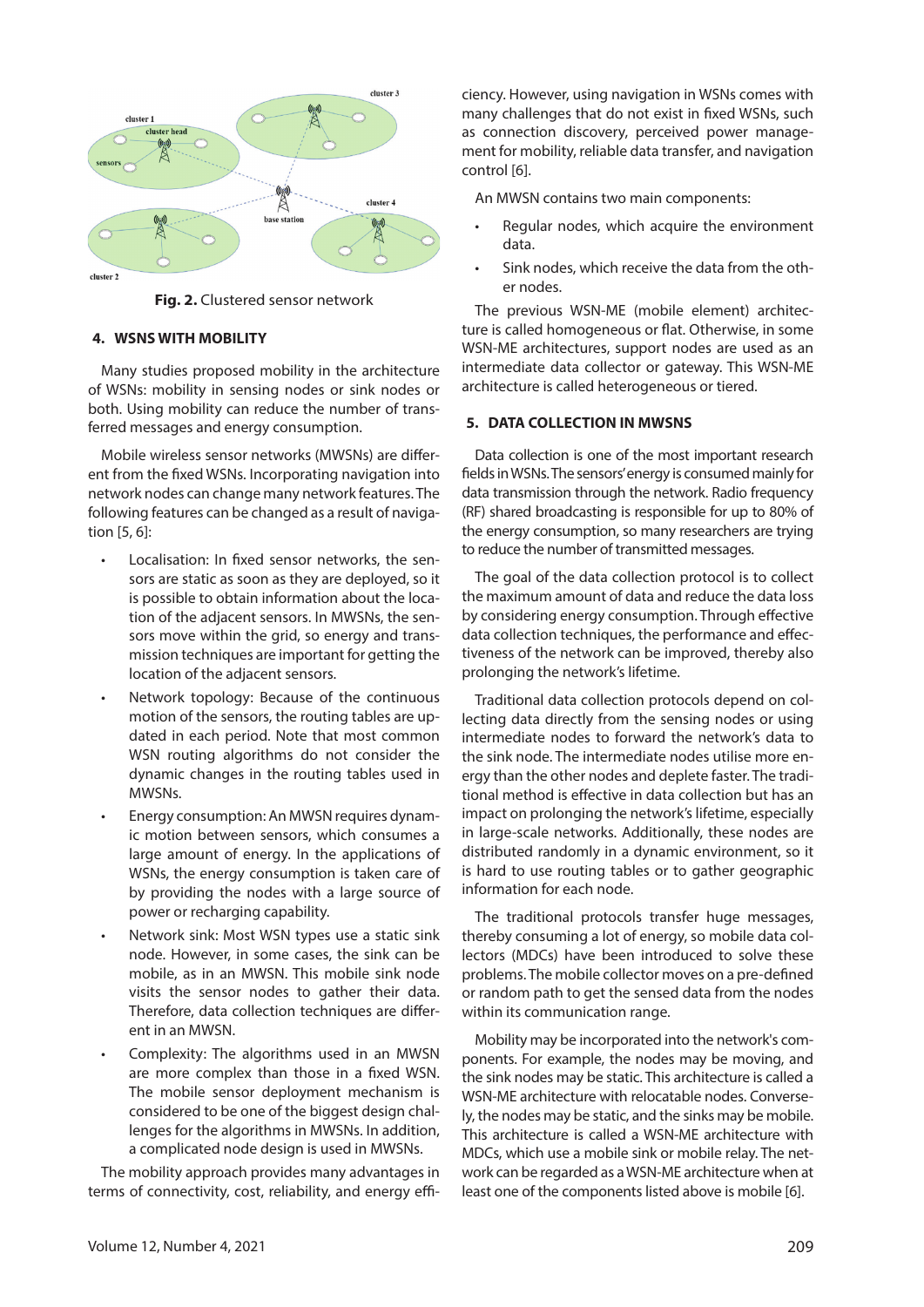Fig. 2. Clustered sensor network

## 4. WSNS WITH MOBILITY

Many studies proposed mobility in the architecture of WSNs: mobility in sensing nodes or sink nodes or both. Using mobility can reduce the number of transferred messages and energy consumption.

Mobile wireless sensor networks (MWSNs) are different from the fixed WSNs. Incorporating navigation into network nodes can change many network features. The following features can be changed as a result of navigation [5, 6]:

- Localisation: In fixed sensor networks, the sensors are static as soon as they are deployed, so it is possible to obtain information about the location of the adjacent sensors. In MWSNs, the sensors move within the grid, so energy and transmission techniques are important for getting the location of the adjacent sensors.
- Network topology: Because of the continuous motion of the sensors, the routing tables are updated in each period. Note that common WSN routing algorithms do not consider the dynamic changes in the routing tables used in MWSNs.
- Energy consumption: An MWSN requires dynamic motion between sensors, which consumes a large amount of energy. In the applications of WSNs, the energy consumption is taken care of by providing the nodes with a large source of power or recharging capability.
- Network sink: Most WSN types use a static sink node. However, in some cases, the sink can be mobile, as in an MWSN. This mobile sink node visits the sensor nodes to gather their data. Therefore, data collection techniques are different in an MWSN.
- Complexity: The algorithms used in an MWSN are more complex than those in a fixed WSN. The mobile sensor deployment mechanism is considered to be one of the biggest design challenges for the algorithms in MWSNs. In addition, a complicated node design is used in MWSNs.

The mobility approach provides many advantages in terms of connectivity, cost, reliability, and energy efficiency. However, using navigation in WSNs comes with many challenges that do not exist in fixed WSNs, such as connection discovery, perceived power management for mobility, reliable data transfer, and navigation control [6].

An MWSN contains two main components:

- Regular nodes, which acquire the environment data.
- Sink nodes, which receive the data from the other nodes.

The previous WSN-ME (mobile element) architecture is called homogeneous or flat. Otherwise, in some WSN-ME architectures, support nodes are used as an intermediate data collector or gateway. This WSN-ME architecture is called heterogeneous or tiered.

## 5. DATA COLLECTION IN MWSNS

Data collection is one of the most important research fields in WSNs. The sensors' energy is consumed mainly for data transmission through the network. Radio frequency (RF) shared broadcasting is responsible for up to 80% of the energy consumption, so many researchers are trying to reduce the number of transmitted messages.

The goal of the data collection protocol is to collect the maximum amount of data and reduce the data loss by considering energy consumption. Through effective data collection techniques, the performance and effectiveness of the network can be improved, thereby also prolonging the network's lifetime.

Traditional data collection protocols depend on collecting data directly from the sensing nodes or using intermediate nodes to forward the network's data to the sink node. The intermediate nodes utilise more energy than the other nodes and deplete faster. The traditional method is effective in data collection but has an impact on prolonging the network's lifetime, especially in large-scale networks. Additionally, these nodes are distributed randomly in a dynamic environment, so it is hard to use routing tables or to gather geographic information for each node.

The traditional protocols transfer huge messages, thereby consuming a lot of energy, so mobile data collectors (MDCs) have been introduced to solve these problems. The mobile collector moves on a pre-defined or random path to get the sensed data from the nodes within its communication range.

Mobility may be incorporated into the network's components. For example, the nodes may be moving, and the sink nodes may be static. This architecture is called a WSN-ME architecture with relocatable nodes. Conversely, the nodes may be static, and the sinks may be mobile. This architecture is called a WSN-ME architecture with MDCs, which use a mobile sink or mobile relay. The network can be regarded as a WSN-ME architecture when at least one of the components listed above is mobile [6].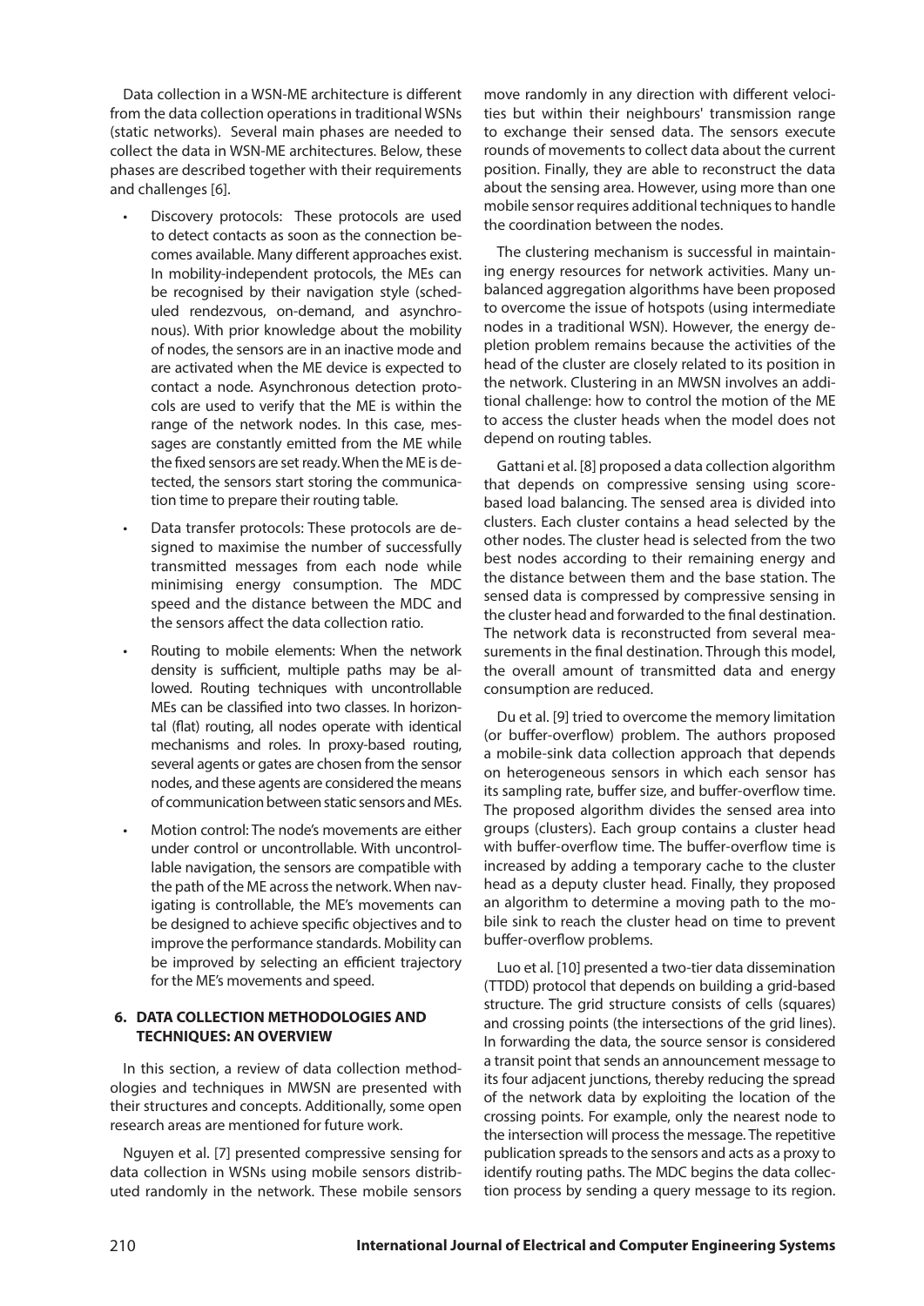Data collection in a WSN-ME architecture is different from the data collection operations in traditional WSNs (static networks). Several main phases are needed to collect the data in WSN-ME architectures. Below, these phases are described together with their requirements and challenges [6].

- Discovery protocols: These protocols are used to detect contacts as soon as the connection becomes available. Many different approaches exist. In mobility-independent protocols, the MEs can be recognised by their navigation style (scheduled rendezvous, on-demand, and asynchronous). With prior knowledge about the mobility of nodes, the sensors are in an inactive mode and are activated when the ME device is expected to contact a node. Asynchronous detection protocols are used to verify that the ME is within the range of the network nodes. In this case, messages are constantly emitted from the ME while the fixed sensors are set ready. When the ME is detected, the sensors start storing the communication time to prepare their routing table.
- Data transfer protocols: These protocols are designed to maximise the number of successfully transmitted messages from each node while minimising energy consumption. The MDC speed and the distance between the MDC and the sensors affect the data collection ratio.
- Routing to mobile elements: When the network density is sufficient, multiple paths may be allowed. Routing techniques with uncontrollable MEs can be classified into two classes. In horizontal (flat) routing, all nodes operate with identical mechanisms and roles. In proxy-based routing, several agents or gates are chosen from the sensor nodes, and these agents are considered the means of communication between static sensors and MEs.
- Motion control: The node's movements are either under control or uncontrollable. With uncontrollable navigation, the sensors are compatible with the path of the ME across the network. When navigating is controllable, the ME's movements can be designed to achieve specific objectives and to improve the performance standards. Mobility can be improved by selecting an efficient trajectory for the ME's movements and speed.

## 6. DATA COLLECTION METHODOLOGIES AND TECHNIQUES: AN OVERVIEW

In this section, a review of data collection methodologies and techniques in MWSN are presented with their structures and concepts. Additionally, some open research areas are mentioned for future work.

Nguyen et al. [7] presented compressive sensing for data collection in WSNs using mobile sensors distributed randomly in the network. These mobile sensors move randomly in any direction with different velocities but within their neighbours' transmission range to exchange their sensed data. The sensors execute rounds of movements to collect data about the current position. Finally, they are able to reconstruct the data about the sensing area. However, using more than one mobile sensor requires additional techniques to handle the coordination between the nodes.

The clustering mechanism is successful in maintaining energy resources for network activities. Many unbalanced aggregation algorithms have been proposed to overcome the issue of hotspots (using intermediate nodes in a traditional WSN). However, the energy depletion problem remains because the activities of the head of the cluster are closely related to its position in the network. Clustering in an MWSN involves an additional challenge: how to control the motion of the ME to access the cluster heads when the model does not depend on routing tables.

Gattani et al. [8] proposed a data collection algorithm that depends on compressive sensing using score-based load balancing. The sensed area is divided into clusters. Each cluster contains a head selected by the other nodes. The cluster head is selected from the two best nodes according to their remaining energy and the distance between them and the base station. The sensed data is compressed by compressive sensing in the cluster head and forwarded to the final destination. The network data is reconstructed from several measurements in the final destination. Through this model, the overall amount of transmitted data and energy consumption are reduced.

Du et al. [9] tried to overcome the memory limitation (or buffer-overflow) problem. The authors proposed a mobile-sink data collection approach that depends on heterogeneous sensors in which each sensor has its sampling rate, buffer size, and buffer-overflow time. The proposed algorithm divides the sensed area into groups (clusters). Each group contains a cluster head with buffer-overflow time. The buffer-overflow time is increased by adding a temporary cache to the cluster head as a deputy cluster head. Finally, they proposed an algorithm to determine a moving path to the mobile sink to reach the cluster head on time to prevent buffer-overflow problems.

Luo et al. [10] presented a two-tier data dissemination (TTDD) protocol that depends on building a grid-based structure. The grid structure consists of cells (squares) and crossing points (the intersections of the grid lines). In forwarding the data, the source sensor is considered a transit point that sends an announcement message to its four adjacent junctions, thereby reducing the spread of the network data by exploiting the location of the crossing points. For example, only the nearest node to the intersection will process the message. The repetitive publication spreads to the sensors and acts as a proxy to identify routing paths. The MDC begins the data collection process by sending a query message to its region.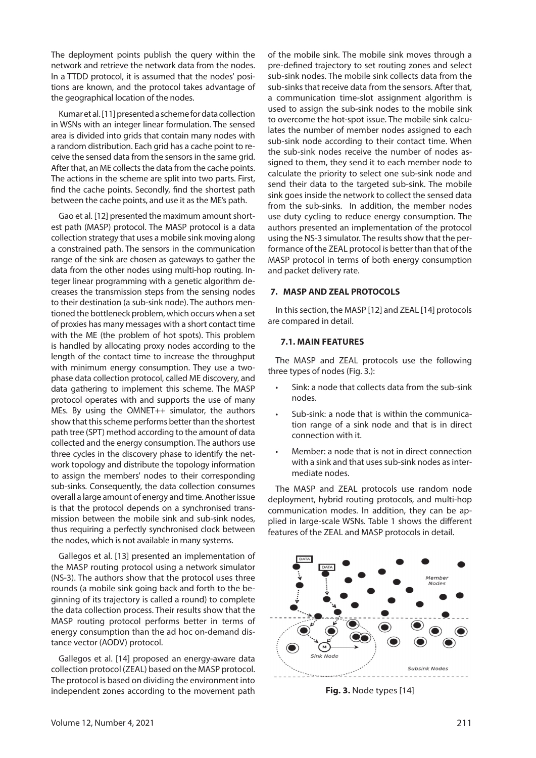The deployment points publish the query within the network and retrieve the network data from the nodes. In a TTDD protocol, it is assumed that the nodes' positions are known, and the protocol takes advantage of the geographical location of the nodes.

Kumar et al. [11] presented a scheme for data collection in WSNs with an integer linear formulation. The sensed area is divided into grids that contain many nodes with a random distribution. Each grid has a cache point to receive the sensed data from the sensors in the same grid. After that, an ME collects the data from the cache points. The actions in the scheme are split into two parts. First, find the cache points. Secondly, find the shortest path between the cache points, and use it as the ME's path.

Gao et al. [12] presented the maximum amount shortest path (MASP) protocol. The MASP protocol is a data collection strategy that uses a mobile sink moving along a constrained path. The sensors in the communication range of the sink are chosen as gateways to gather the data from the other nodes using multi-hop routing. Integer linear programming with a genetic algorithm decreases the transmission steps from the sensing nodes to their destination (a sub-sink node). The authors mentioned the bottleneck problem, which occurs when a set of proxies has many messages with a short contact time with the ME (the problem of hot spots). This problem is handled by allocating proxy nodes according to the length of the contact time to increase the throughput with minimum energy consumption. They use a two-phase data collection protocol, called ME discovery, and data gathering to implement this scheme. The MASP protocol operates with and supports the use of many MEs. By using the OMNET++ simulator, the authors show that this scheme performs better than the shortest path tree (SPT) method according to the amount of data collected and the energy consumption. The authors use three cycles in the discovery phase to identify the network topology and distribute the topology information to assign the members' nodes to their corresponding sub-sinks. Consequently, the data collection consumes overall a large amount of energy and time. Another issue is that the protocol depends on a synchronised transmission between the mobile sink and sub-sink nodes, thus requiring a perfectly synchronised clock between the nodes, which is not available in many systems.

Gallegos et al. [13] presented an implementation of the MASP routing protocol using a network simulator (NS-3). The authors show that the protocol uses three rounds (a mobile sink going back and forth to the beginning of its trajectory is called a round) to complete the data collection process. Their results show that the MASP routing protocol performs better in terms of energy consumption than the ad hoc on-demand distance vector (AODV) protocol.

Gallegos et al. [14] proposed an energy-aware data collection protocol (ZEAL) based on the MASP protocol. The protocol is based on dividing the environment into independent zones according to the movement path of the mobile sink. The mobile sink moves through a pre-defined trajectory to set routing zones and select sub-sink nodes. The mobile sink collects data from the sub-sinks that receive data from the sensors. After that, a communication time-slot assignment algorithm is used to assign the sub-sink nodes to the mobile sink to overcome the hot-spot issue. The mobile sink calculates the number of member nodes assigned to each sub-sink node according to their contact time. When the sub-sink nodes receive the number of nodes assigned to them, they send it to each member node to calculate the priority to select one sub-sink node and send their data to the targeted sub-sink. The mobile sink goes inside the network to collect the sensed data from the sub-sinks. In addition, the member nodes use duty cycling to reduce energy consumption. The authors presented an implementation of the protocol using the NS-3 simulator. The results show that the performance of the ZEAL protocol is better than that of the MASP protocol in terms of both energy consumption and packet delivery rate.

## 7. MASP AND ZEAL PROTOCOLS

In this section, the MASP [12] and ZEAL [14] protocols are compared in detail.

### 7.1. MAIN FEATURES

The MASP and ZEAL protocols use the following three types of nodes (Fig. 3.):

- Sink: a node that collects data from the sub-sink nodes.
- Sub-sink: a node that is within the communication range of a sink node and that is in direct connection with it.
- Member: a node that is not in direct connection with a sink and that uses sub-sink nodes as intermediate nodes.

The MASP and ZEAL protocols use random node deployment, hybrid routing protocols, and multi-hop communication modes. In addition, they can be applied in large-scale WSNs. Table 1 shows the different features of the ZEAL and MASP protocols in detail.

**Fig. 3.** Node types [14]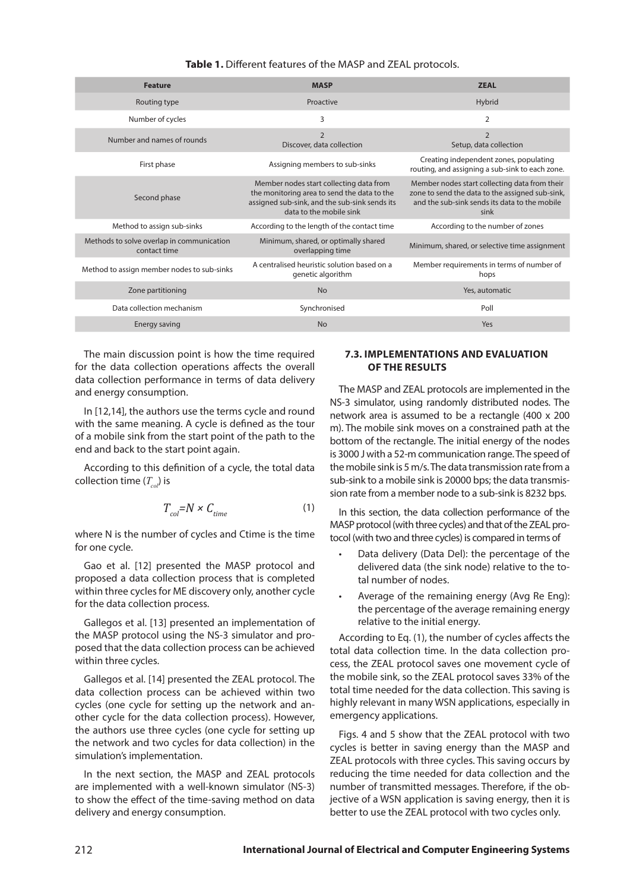**Table 1.** Different features of the MASP and ZEAL protocols.

| Feature | MASP | ZEAL |
|---|---|---|
| Routing type | Proactive | Hybrid |
| Number of cycles | 3 | 2 |
| Number and names of rounds | 2 Discover, data collection | 2 Setup, data collection |
| First phase | Assigning members to sub-sinks | Creating independent zones, populating routing, and assigning a sub-sink to each zone. |
| Second phase | Member nodes start collecting data from the monitoring area to send the data to the assigned sub-sink, and the sub-sink sends its data to the mobile sink | Member nodes start collecting data from their zone to send the data to the assigned sub-sink, and the sub-sink sends its data to the mobile sink |
| Method to assign sub-sinks | According to the length of the contact time | According to the number of zones |
| Methods to solve overlap in communication contact time | Minimum, shared, or optimally shared overlapping time | Minimum, shared, or selective time assignment |
| Method to assign member nodes to sub-sinks | A centralised heuristic solution based on a genetic algorithm | Member requirements in terms of number of hops |
| Zone partitioning | No | Yes, automatic |
| Data collection mechanism | Synchronised | Poll |
| Energy saving | No | Yes |

The main discussion point is how the time required for the data collection operations affects the overall data collection performance in terms of data delivery and energy consumption.

In [12,14], the authors use the terms cycle and round with the same meaning. A cycle is defined as the tour of a mobile sink from the start point of the path to the end and back to the start point again.

According to this definition of a cycle, the total data collection time ($T_{col}$) is

$$T_{col}=N \times C_{time} \tag{1}$$

where N is the number of cycles and Ctime is the time for one cycle.

Gao et al. [12] presented the MASP protocol and proposed a data collection process that is completed within three cycles for ME discovery only, another cycle for the data collection process.

Gallegos et al. [13] presented an implementation of the MASP protocol using the NS-3 simulator and proposed that the data collection process can be achieved within three cycles.

Gallegos et al. [14] presented the ZEAL protocol. The data collection process can be achieved within two cycles (one cycle for setting up the network and another cycle for the data collection process). However, the authors use three cycles (one cycle for setting up the network and two cycles for data collection) in the simulation's implementation.

In the next section, the MASP and ZEAL protocols are implemented with a well-known simulator (NS-3) to show the effect of the time-saving method on data delivery and energy consumption.

### 7.3. IMPLEMENTATIONS AND EVALUATION OF THE RESULTS

The MASP and ZEAL protocols are implemented in the NS-3 simulator, using randomly distributed nodes. The network area is assumed to be a rectangle (400 x 200 m). The mobile sink moves on a constrained path at the bottom of the rectangle. The initial energy of the nodes is 3000 J with a 52-m communication range. The speed of the mobile sink is 5 m/s. The data transmission rate from a sub-sink to a mobile sink is 20000 bps; the data transmission rate from a member node to a sub-sink is 8232 bps.

In this section, the data collection performance of the MASP protocol (with three cycles) and that of the ZEAL protocol (with two and three cycles) is compared in terms of

- Data delivery (Data Del): the percentage of the delivered data (the sink node) relative to the total number of nodes.
- Average of the remaining energy (Avg Re Eng): the percentage of the average remaining energy relative to the initial energy.

According to Eq. (1), the number of cycles affects the total data collection time. In the data collection process, the ZEAL protocol saves one movement cycle of the mobile sink, so the ZEAL protocol saves 33% of the total time needed for the data collection. This saving is highly relevant in many WSN applications, especially in emergency applications.

Figs. 4 and 5 show that the ZEAL protocol with two cycles is better in saving energy than the MASP and ZEAL protocols with three cycles. This saving occurs by reducing the time needed for data collection and the number of transmitted messages. Therefore, if the objective of a WSN application is saving energy, then it is better to use the ZEAL protocol with two cycles only.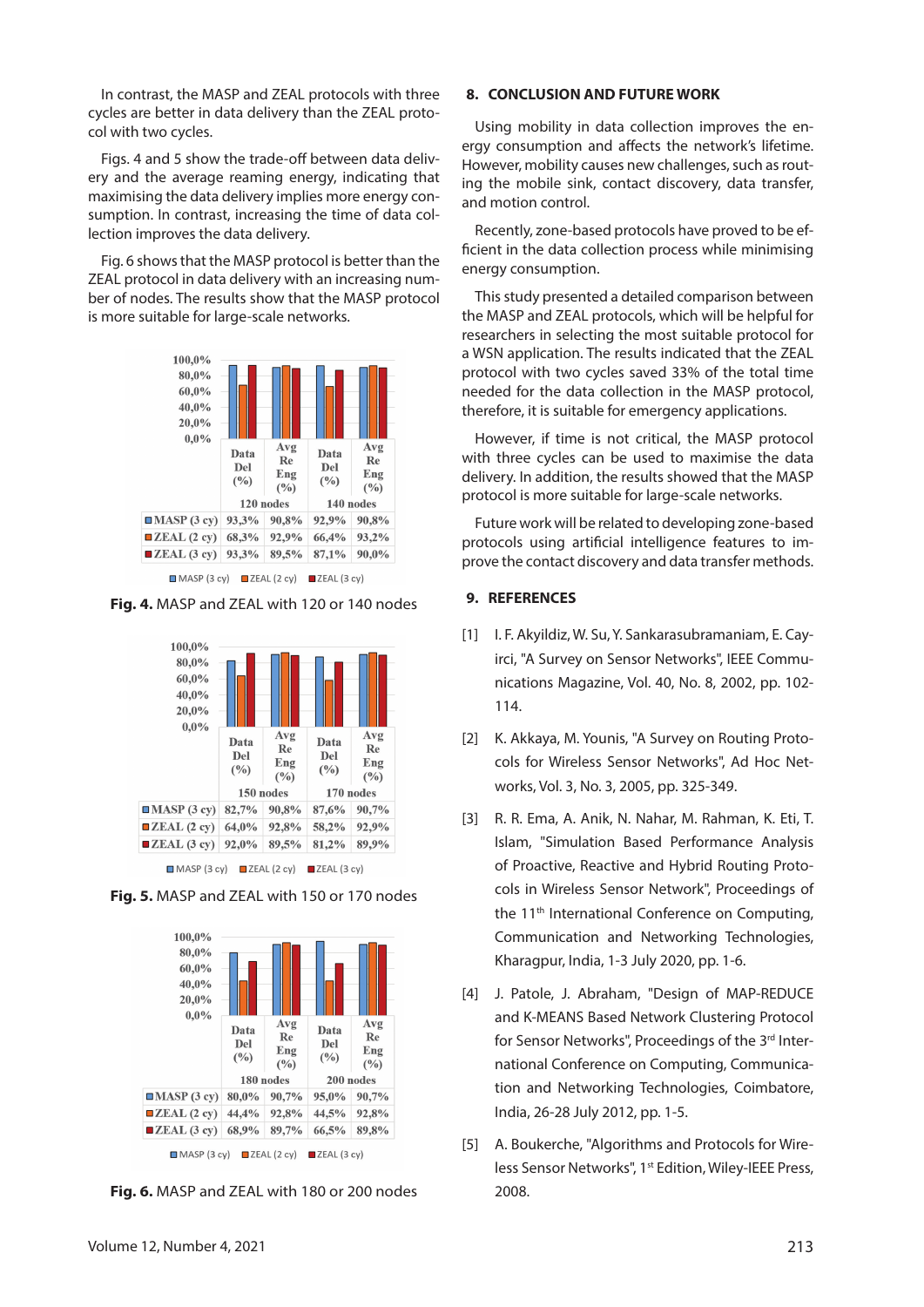In contrast, the MASP and ZEAL protocols with three cycles are better in data delivery than the ZEAL protocol with two cycles.

Figs. 4 and 5 show the trade-off between data delivery and the average reaming energy, indicating that maximising the data delivery implies more energy consumption. In contrast, increasing the time of data collection improves the data delivery.

Fig. 6 shows that the MASP protocol is better than the ZEAL protocol in data delivery with an increasing number of nodes. The results show that the MASP protocol is more suitable for large-scale networks.

| | 120 nodes | | 140 nodes | |
|---|---|---|---|---|
| | Data Del (%) | Avg Re Eng (%) | Data Del (%) | Avg Re Eng (%) |
| MASP (3 cy) | 93,3% | 90,8% | 92,9% | 90,8% |
| ZEAL (2 cy) | 68,3% | 92,9% | 66,4% | 93,2% |
| ZEAL (3 cy) | 93,3% | 89,5% | 87,1% | 90,0% |

**Fig. 4.** MASP and ZEAL with 120 or 140 nodes

| | 150 nodes | | 170 nodes | |
|---|---|---|---|---|
| | Data Del (%) | Avg Re Eng (%) | Data Del (%) | Avg Re Eng (%) |
| MASP (3 cy) | 82,7% | 90,8% | 87,6% | 90,7% |
| ZEAL (2 cy) | 64,0% | 92,8% | 58,2% | 92,9% |
| ZEAL (3 cy) | 92,0% | 89,5% | 81,2% | 89,9% |

**Fig. 5.** MASP and ZEAL with 150 or 170 nodes

| | 180 nodes | | 200 nodes | |
|---|---|---|---|---|
| | Data Del (%) | Avg Re Eng (%) | Data Del (%) | Avg Re Eng (%) |
| MASP (3 cy) | 80,0% | 90,7% | 95,0% | 90,7% |
| ZEAL (2 cy) | 44,4% | 92,8% | 44,5% | 92,8% |
| ZEAL (3 cy) | 68,9% | 89,7% | 66,5% | 89,8% |

**Fig. 6.** MASP and ZEAL with 180 or 200 nodes

## 8. CONCLUSION AND FUTURE WORK

Using mobility in data collection improves the energy consumption and affects the network's lifetime. However, mobility causes new challenges, such as routing the mobile sink, contact discovery, data transfer, and motion control.

Recently, zone-based protocols have proved to be efficient in the data collection process while minimising energy consumption.

This study presented a detailed comparison between the MASP and ZEAL protocols, which will be helpful for researchers in selecting the most suitable protocol for a WSN application. The results indicated that the ZEAL protocol with two cycles saved 33% of the total time needed for the data collection in the MASP protocol, therefore, it is suitable for emergency applications.

However, if time is not critical, the MASP protocol with three cycles can be used to maximise the data delivery. In addition, the results showed that the MASP protocol is more suitable for large-scale networks.

Future work will be related to developing zone-based protocols using artificial intelligence features to improve the contact discovery and data transfer methods.

## 9. REFERENCES

[1] I. F. Akyildiz, W. Su, Y. Sankarasubramaniam, E. Cayirci, "A Survey on Sensor Networks", IEEE Communications Magazine, Vol. 40, No. 8, 2002, pp. 102-114.

[2] K. Akkaya, M. Younis, "A Survey on Routing Protocols for Wireless Sensor Networks", Ad Hoc Networks, Vol. 3, No. 3, 2005, pp. 325-349.

[3] R. R. Ema, A. Anik, N. Nahar, M. Rahman, K. Eti, T. Islam, "Simulation Based Performance Analysis of Proactive, Reactive and Hybrid Routing Protocols in Wireless Sensor Network", Proceedings of the 11th International Conference on Computing, Communication and Networking Technologies, Kharagpur, India, 1-3 July 2020, pp. 1-6.

[4] J. Patole, J. Abraham, "Design of MAP-REDUCE and K-MEANS Based Network Clustering Protocol for Sensor Networks", Proceedings of the 3rd International Conference on Computing, Communication and Networking Technologies, Coimbatore, India, 26-28 July 2012, pp. 1-5.

[5] A. Boukerche, "Algorithms and Protocols for Wireless Sensor Networks", 1st Edition, Wiley-IEEE Press, 2008.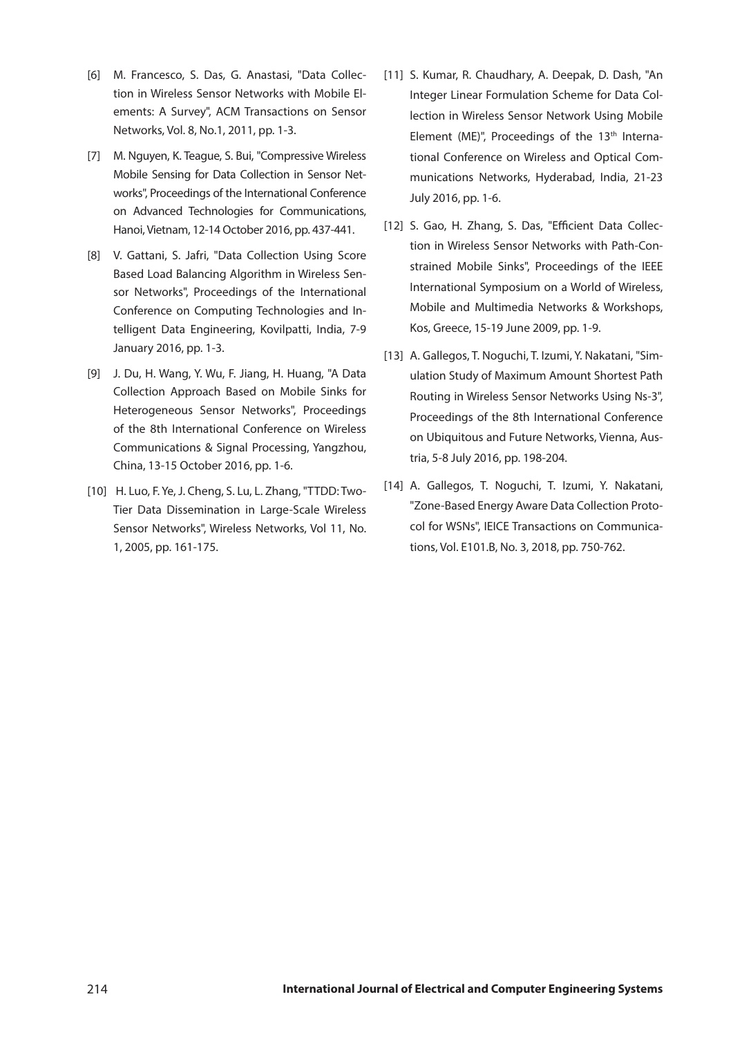[6] M. Francesco, S. Das, G. Anastasi, "Data Collection in Wireless Sensor Networks with Mobile Elements: A Survey", ACM Transactions on Sensor Networks, Vol. 8, No.1, 2011, pp. 1-3.

[7] M. Nguyen, K. Teague, S. Bui, "Compressive Wireless Mobile Sensing for Data Collection in Sensor Networks", Proceedings of the International Conference on Advanced Technologies for Communications, Hanoi, Vietnam, 12-14 October 2016, pp. 437-441.

[8] V. Gattani, S. Jafri, "Data Collection Using Score Based Load Balancing Algorithm in Wireless Sensor Networks", Proceedings of the International Conference on Computing Technologies and Intelligent Data Engineering, Kovilpatti, India, 7-9 January 2016, pp. 1-3.

[9] J. Du, H. Wang, Y. Wu, F. Jiang, H. Huang, "A Data Collection Approach Based on Mobile Sinks for Heterogeneous Sensor Networks", Proceedings of the 8th International Conference on Wireless Communications & Signal Processing, Yangzhou, China, 13-15 October 2016, pp. 1-6.

[10] H. Luo, F. Ye, J. Cheng, S. Lu, L. Zhang, "TTDD: Two-Tier Data Dissemination in Large-Scale Wireless Sensor Networks", Wireless Networks, Vol 11, No. 1, 2005, pp. 161-175.

[11] S. Kumar, R. Chaudhary, A. Deepak, D. Dash, "An Integer Linear Formulation Scheme for Data Collection in Wireless Sensor Network Using Mobile Element (ME)", Proceedings of the 13th International Conference on Wireless and Optical Communications Networks, Hyderabad, India, 21-23 July 2016, pp. 1-6.

[12] S. Gao, H. Zhang, S. Das, "Efficient Data Collection in Wireless Sensor Networks with Path-Constrained Mobile Sinks", Proceedings of the IEEE International Symposium on a World of Wireless, Mobile and Multimedia Networks & Workshops, Kos, Greece, 15-19 June 2009, pp. 1-9.

[13] A. Gallegos, T. Noguchi, T. Izumi, Y. Nakatani, "Simulation Study of Maximum Amount Shortest Path Routing in Wireless Sensor Networks Using Ns-3", Proceedings of the 8th International Conference on Ubiquitous and Future Networks, Vienna, Austria, 5-8 July 2016, pp. 198-204.

[14] A. Gallegos, T. Noguchi, T. Izumi, Y. Nakatani, "Zone-Based Energy Aware Data Collection Protocol for WSNs", IEICE Transactions on Communications, Vol. E101.B, No. 3, 2018, pp. 750-762.